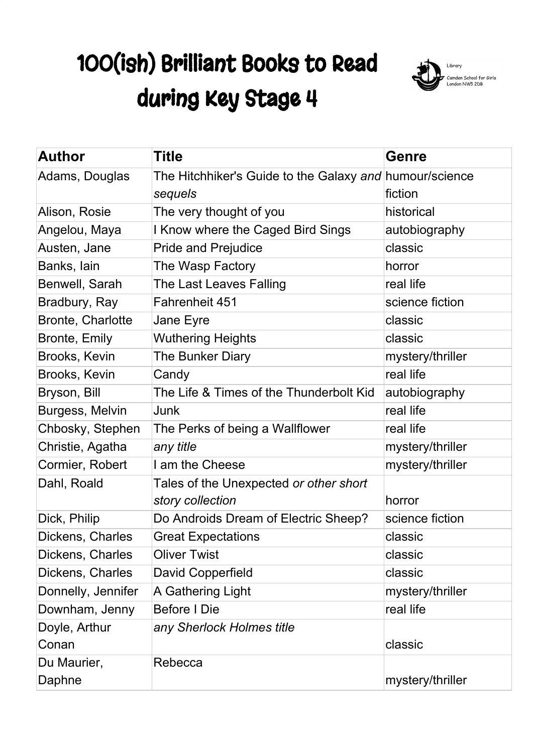# 100(ish) Brilliant Books to Read during Key Stage 4

Library
Camden School for Girls
London NW5 2DB

| Author | Title | Genre |
|---|---|---|
| Adams, Douglas | The Hitchhiker's Guide to the Galaxy *and sequels* | humour/science fiction |
| Alison, Rosie | The very thought of you | historical |
| Angelou, Maya | I Know where the Caged Bird Sings | autobiography |
| Austen, Jane | Pride and Prejudice | classic |
| Banks, Iain | The Wasp Factory | horror |
| Benwell, Sarah | The Last Leaves Falling | real life |
| Bradbury, Ray | Fahrenheit 451 | science fiction |
| Bronte, Charlotte | Jane Eyre | classic |
| Bronte, Emily | Wuthering Heights | classic |
| Brooks, Kevin | The Bunker Diary | mystery/thriller |
| Brooks, Kevin | Candy | real life |
| Bryson, Bill | The Life & Times of the Thunderbolt Kid | autobiography |
| Burgess, Melvin | Junk | real life |
| Chbosky, Stephen | The Perks of being a Wallflower | real life |
| Christie, Agatha | *any title* | mystery/thriller |
| Cormier, Robert | I am the Cheese | mystery/thriller |
| Dahl, Roald | Tales of the Unexpected *or other short story collection* | horror |
| Dick, Philip | Do Androids Dream of Electric Sheep? | science fiction |
| Dickens, Charles | Great Expectations | classic |
| Dickens, Charles | Oliver Twist | classic |
| Dickens, Charles | David Copperfield | classic |
| Donnelly, Jennifer | A Gathering Light | mystery/thriller |
| Downham, Jenny | Before I Die | real life |
| Doyle, Arthur Conan | *any Sherlock Holmes title* | classic |
| Du Maurier, Daphne | Rebecca | mystery/thriller |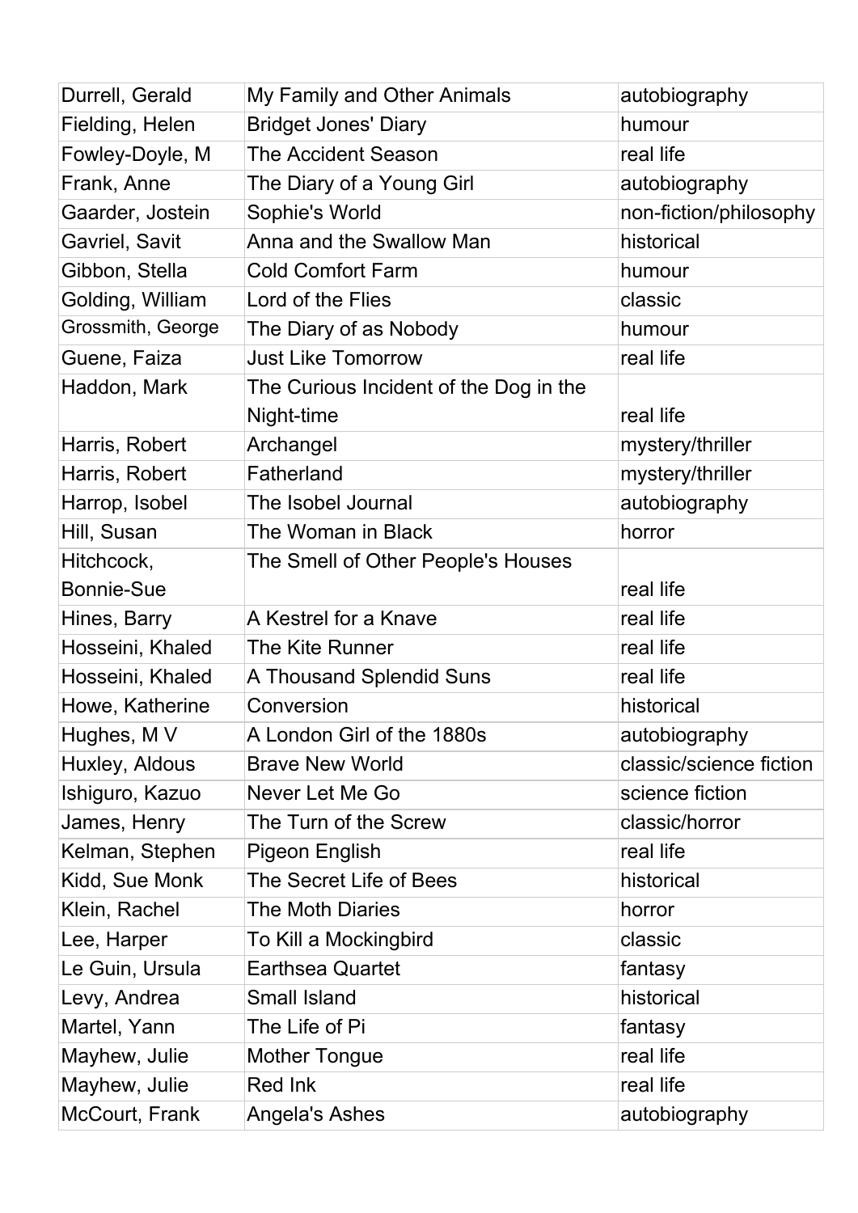| Durrell, Gerald | My Family and Other Animals | autobiography |
|---|---|---|
| Fielding, Helen | Bridget Jones' Diary | humour |
| Fowley-Doyle, M | The Accident Season | real life |
| Frank, Anne | The Diary of a Young Girl | autobiography |
| Gaarder, Jostein | Sophie's World | non-fiction/philosophy |
| Gavriel, Savit | Anna and the Swallow Man | historical |
| Gibbon, Stella | Cold Comfort Farm | humour |
| Golding, William | Lord of the Flies | classic |
| Grossmith, George | The Diary of as Nobody | humour |
| Guene, Faiza | Just Like Tomorrow | real life |
| Haddon, Mark | The Curious Incident of the Dog in the Night-time | real life |
| Harris, Robert | Archangel | mystery/thriller |
| Harris, Robert | Fatherland | mystery/thriller |
| Harrop, Isobel | The Isobel Journal | autobiography |
| Hill, Susan | The Woman in Black | horror |
| Hitchcock, Bonnie-Sue | The Smell of Other People's Houses | real life |
| Hines, Barry | A Kestrel for a Knave | real life |
| Hosseini, Khaled | The Kite Runner | real life |
| Hosseini, Khaled | A Thousand Splendid Suns | real life |
| Howe, Katherine | Conversion | historical |
| Hughes, M V | A London Girl of the 1880s | autobiography |
| Huxley, Aldous | Brave New World | classic/science fiction |
| Ishiguro, Kazuo | Never Let Me Go | science fiction |
| James, Henry | The Turn of the Screw | classic/horror |
| Kelman, Stephen | Pigeon English | real life |
| Kidd, Sue Monk | The Secret Life of Bees | historical |
| Klein, Rachel | The Moth Diaries | horror |
| Lee, Harper | To Kill a Mockingbird | classic |
| Le Guin, Ursula | Earthsea Quartet | fantasy |
| Levy, Andrea | Small Island | historical |
| Martel, Yann | The Life of Pi | fantasy |
| Mayhew, Julie | Mother Tongue | real life |
| Mayhew, Julie | Red Ink | real life |
| McCourt, Frank | Angela's Ashes | autobiography |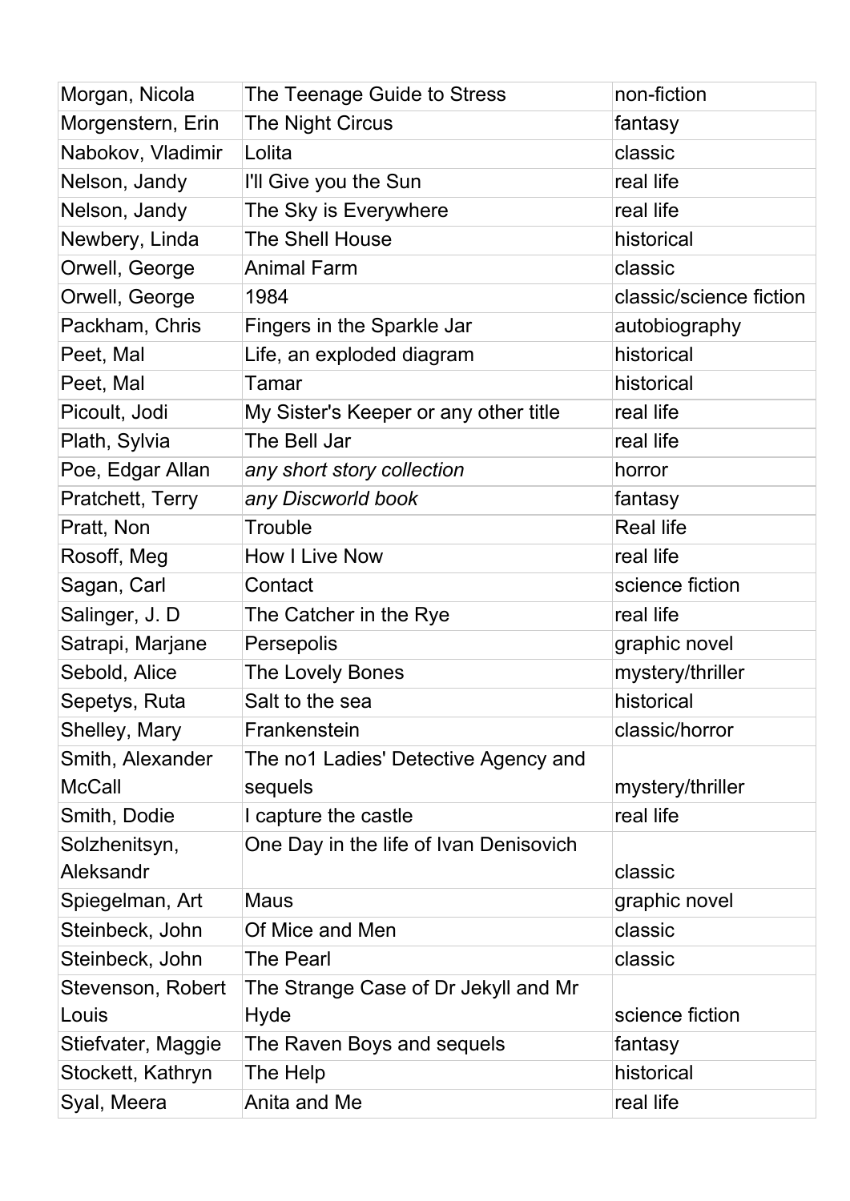| | | |
|---|---|---|
| Morgan, Nicola | The Teenage Guide to Stress | non-fiction |
| Morgenstern, Erin | The Night Circus | fantasy |
| Nabokov, Vladimir | Lolita | classic |
| Nelson, Jandy | I'll Give you the Sun | real life |
| Nelson, Jandy | The Sky is Everywhere | real life |
| Newbery, Linda | The Shell House | historical |
| Orwell, George | Animal Farm | classic |
| Orwell, George | 1984 | classic/science fiction |
| Packham, Chris | Fingers in the Sparkle Jar | autobiography |
| Peet, Mal | Life, an exploded diagram | historical |
| Peet, Mal | Tamar | historical |
| Picoult, Jodi | My Sister's Keeper or any other title | real life |
| Plath, Sylvia | The Bell Jar | real life |
| Poe, Edgar Allan | *any short story collection* | horror |
| Pratchett, Terry | *any Discworld book* | fantasy |
| Pratt, Non | Trouble | Real life |
| Rosoff, Meg | How I Live Now | real life |
| Sagan, Carl | Contact | science fiction |
| Salinger, J. D | The Catcher in the Rye | real life |
| Satrapi, Marjane | Persepolis | graphic novel |
| Sebold, Alice | The Lovely Bones | mystery/thriller |
| Sepetys, Ruta | Salt to the sea | historical |
| Shelley, Mary | Frankenstein | classic/horror |
| Smith, Alexander McCall | The no1 Ladies' Detective Agency and sequels | mystery/thriller |
| Smith, Dodie | I capture the castle | real life |
| Solzhenitsyn, Aleksandr | One Day in the life of Ivan Denisovich | classic |
| Spiegelman, Art | Maus | graphic novel |
| Steinbeck, John | Of Mice and Men | classic |
| Steinbeck, John | The Pearl | classic |
| Stevenson, Robert Louis | The Strange Case of Dr Jekyll and Mr Hyde | science fiction |
| Stiefvater, Maggie | The Raven Boys and sequels | fantasy |
| Stockett, Kathryn | The Help | historical |
| Syal, Meera | Anita and Me | real life |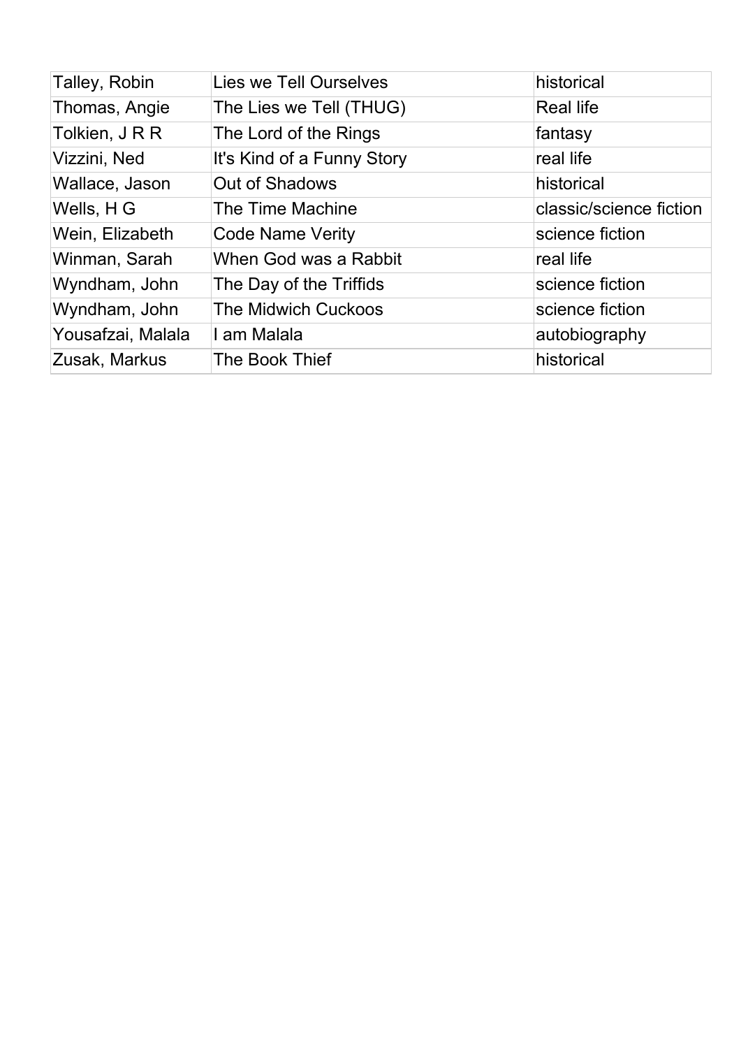| | | |
|---|---|---|
| Talley, Robin | Lies we Tell Ourselves | historical |
| Thomas, Angie | The Lies we Tell (THUG) | Real life |
| Tolkien, J R R | The Lord of the Rings | fantasy |
| Vizzini, Ned | It's Kind of a Funny Story | real life |
| Wallace, Jason | Out of Shadows | historical |
| Wells, H G | The Time Machine | classic/science fiction |
| Wein, Elizabeth | Code Name Verity | science fiction |
| Winman, Sarah | When God was a Rabbit | real life |
| Wyndham, John | The Day of the Triffids | science fiction |
| Wyndham, John | The Midwich Cuckoos | science fiction |
| Yousafzai, Malala | I am Malala | autobiography |
| Zusak, Markus | The Book Thief | historical |